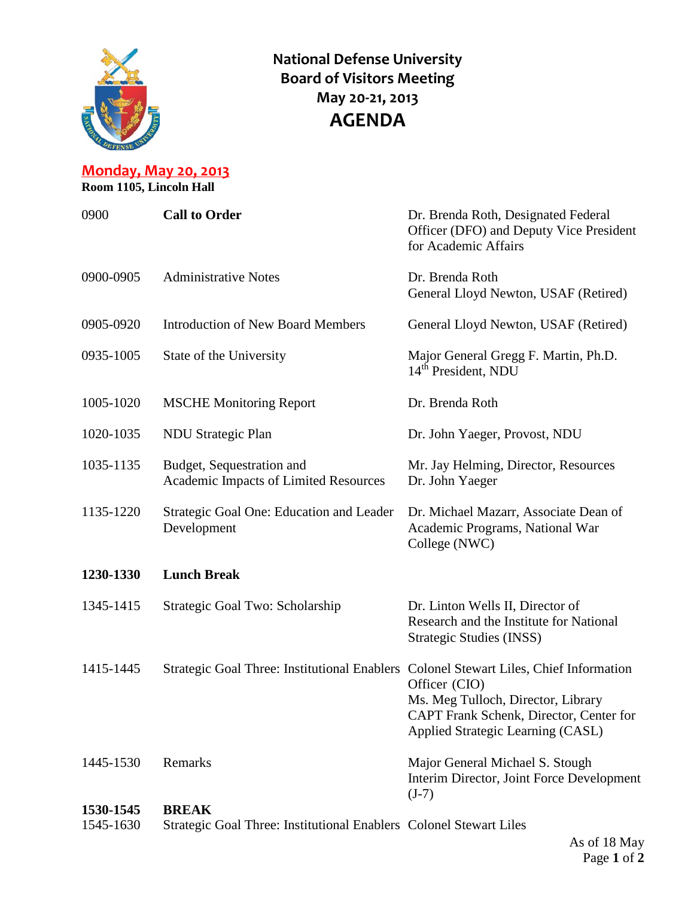# National Defense University Board of Visitors Meeting May 20-21, 2013

# AGENDA

## Monday, May 20, 2013

**Room 1105, Lincoln Hall**

| Time | Item | Presenter |
|---|---|---|
| 0900 | **Call to Order** | Dr. Brenda Roth, Designated Federal Officer (DFO) and Deputy Vice President for Academic Affairs |
| 0900-0905 | Administrative Notes | Dr. Brenda Roth<br>General Lloyd Newton, USAF (Retired) |
| 0905-0920 | Introduction of New Board Members | General Lloyd Newton, USAF (Retired) |
| 0935-1005 | State of the University | Major General Gregg F. Martin, Ph.D.<br>14th President, NDU |
| 1005-1020 | MSCHE Monitoring Report | Dr. Brenda Roth |
| 1020-1035 | NDU Strategic Plan | Dr. John Yaeger, Provost, NDU |
| 1035-1135 | Budget, Sequestration and Academic Impacts of Limited Resources | Mr. Jay Helming, Director, Resources<br>Dr. John Yaeger |
| 1135-1220 | Strategic Goal One: Education and Leader Development | Dr. Michael Mazarr, Associate Dean of Academic Programs, National War College (NWC) |
| **1230-1330** | **Lunch Break** | |
| 1345-1415 | Strategic Goal Two: Scholarship | Dr. Linton Wells II, Director of Research and the Institute for National Strategic Studies (INSS) |
| 1415-1445 | Strategic Goal Three: Institutional Enablers | Colonel Stewart Liles, Chief Information Officer (CIO)<br>Ms. Meg Tulloch, Director, Library<br>CAPT Frank Schenk, Director, Center for Applied Strategic Learning (CASL) |
| 1445-1530 | Remarks | Major General Michael S. Stough<br>Interim Director, Joint Force Development (J-7) |
| **1530-1545** | **BREAK** | |
| 1545-1630 | Strategic Goal Three: Institutional Enablers | Colonel Stewart Liles |

As of 18 May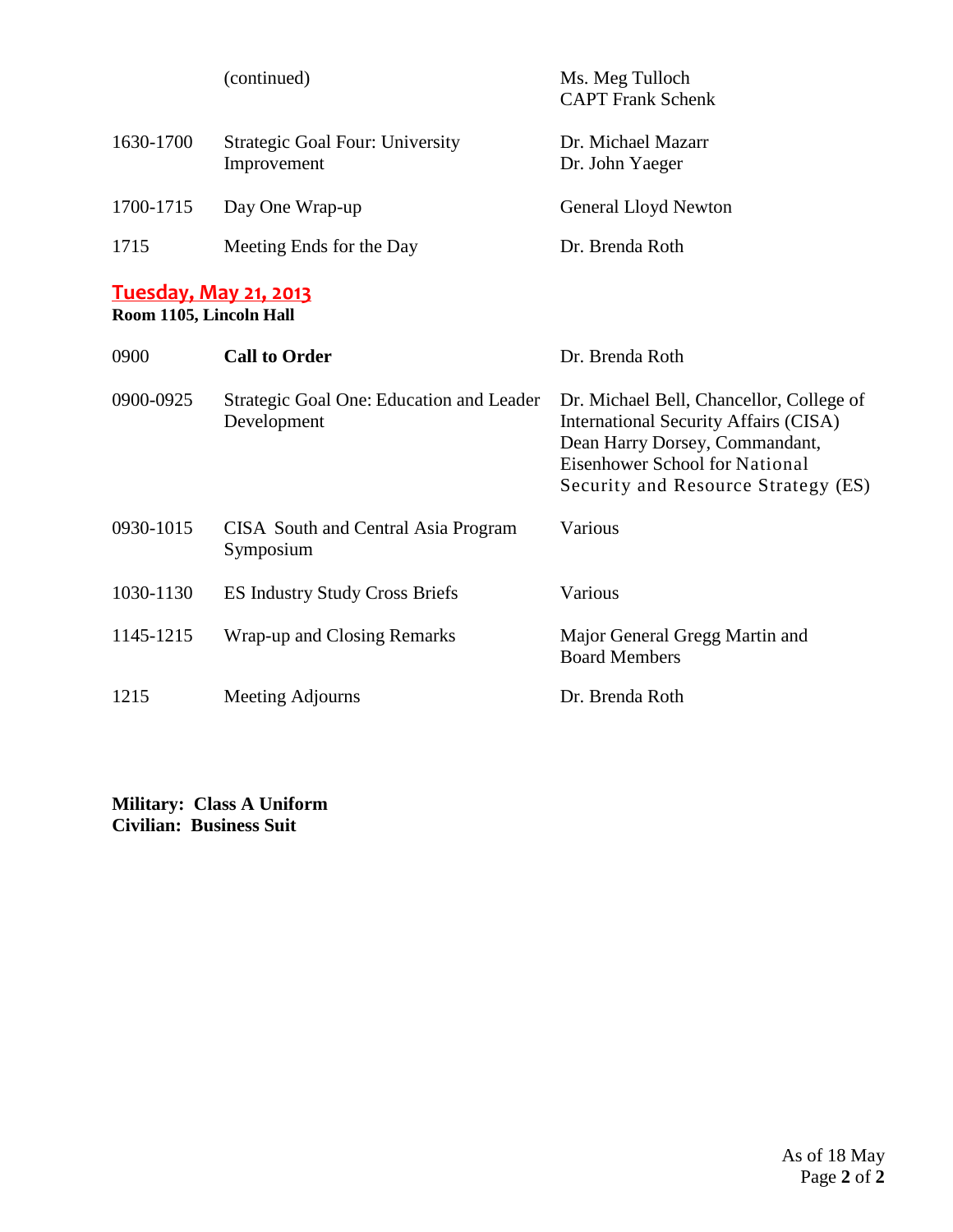| | | |
|---|---|---|
| | (continued) | Ms. Meg Tulloch<br>CAPT Frank Schenk |
| 1630-1700 | Strategic Goal Four: University Improvement | Dr. Michael Mazarr<br>Dr. John Yaeger |
| 1700-1715 | Day One Wrap-up | General Lloyd Newton |
| 1715 | Meeting Ends for the Day | Dr. Brenda Roth |

## Tuesday, May 21, 2013

**Room 1105, Lincoln Hall**

| | | |
|---|---|---|
| 0900 | **Call to Order** | Dr. Brenda Roth |
| 0900-0925 | Strategic Goal One: Education and Leader Development | Dr. Michael Bell, Chancellor, College of International Security Affairs (CISA)<br>Dean Harry Dorsey, Commandant, Eisenhower School for National Security and Resource Strategy (ES) |
| 0930-1015 | CISA South and Central Asia Program Symposium | Various |
| 1030-1130 | ES Industry Study Cross Briefs | Various |
| 1145-1215 | Wrap-up and Closing Remarks | Major General Gregg Martin and Board Members |
| 1215 | Meeting Adjourns | Dr. Brenda Roth |

**Military: Class A Uniform**
**Civilian: Business Suit**

As of 18 May